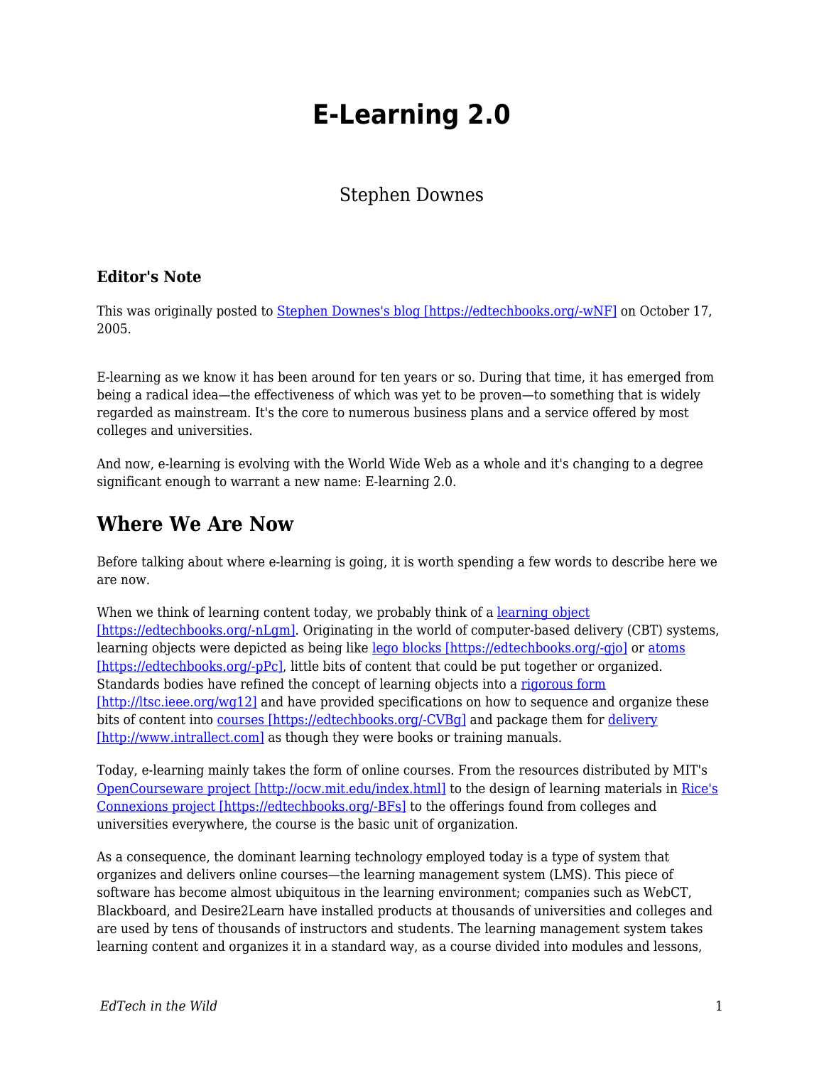# E-Learning 2.0

Stephen Downes

### Editor's Note

This was originally posted to [Stephen Downes's blog [https://edtechbooks.org/-wNF]](https://edtechbooks.org/-wNF) on October 17, 2005.

E-learning as we know it has been around for ten years or so. During that time, it has emerged from being a radical idea—the effectiveness of which was yet to be proven—to something that is widely regarded as mainstream. It's the core to numerous business plans and a service offered by most colleges and universities.

And now, e-learning is evolving with the World Wide Web as a whole and it's changing to a degree significant enough to warrant a new name: E-learning 2.0.

## Where We Are Now

Before talking about where e-learning is going, it is worth spending a few words to describe here we are now.

When we think of learning content today, we probably think of a [learning object [https://edtechbooks.org/-nLgm]](https://edtechbooks.org/-nLgm). Originating in the world of computer-based delivery (CBT) systems, learning objects were depicted as being like [lego blocks [https://edtechbooks.org/-gjo]](https://edtechbooks.org/-gjo) or [atoms [https://edtechbooks.org/-pPc]](https://edtechbooks.org/-pPc), little bits of content that could be put together or organized. Standards bodies have refined the concept of learning objects into a [rigorous form [http://ltsc.ieee.org/wg12]](http://ltsc.ieee.org/wg12) and have provided specifications on how to sequence and organize these bits of content into [courses [https://edtechbooks.org/-CVBg]](https://edtechbooks.org/-CVBg) and package them for [delivery [http://www.intrallect.com]](http://www.intrallect.com) as though they were books or training manuals.

Today, e-learning mainly takes the form of online courses. From the resources distributed by MIT's [OpenCourseware project [http://ocw.mit.edu/index.html]](http://ocw.mit.edu/index.html) to the design of learning materials in [Rice's Connexions project [https://edtechbooks.org/-BFs]](https://edtechbooks.org/-BFs) to the offerings found from colleges and universities everywhere, the course is the basic unit of organization.

As a consequence, the dominant learning technology employed today is a type of system that organizes and delivers online courses—the learning management system (LMS). This piece of software has become almost ubiquitous in the learning environment; companies such as WebCT, Blackboard, and Desire2Learn have installed products at thousands of universities and colleges and are used by tens of thousands of instructors and students. The learning management system takes learning content and organizes it in a standard way, as a course divided into modules and lessons,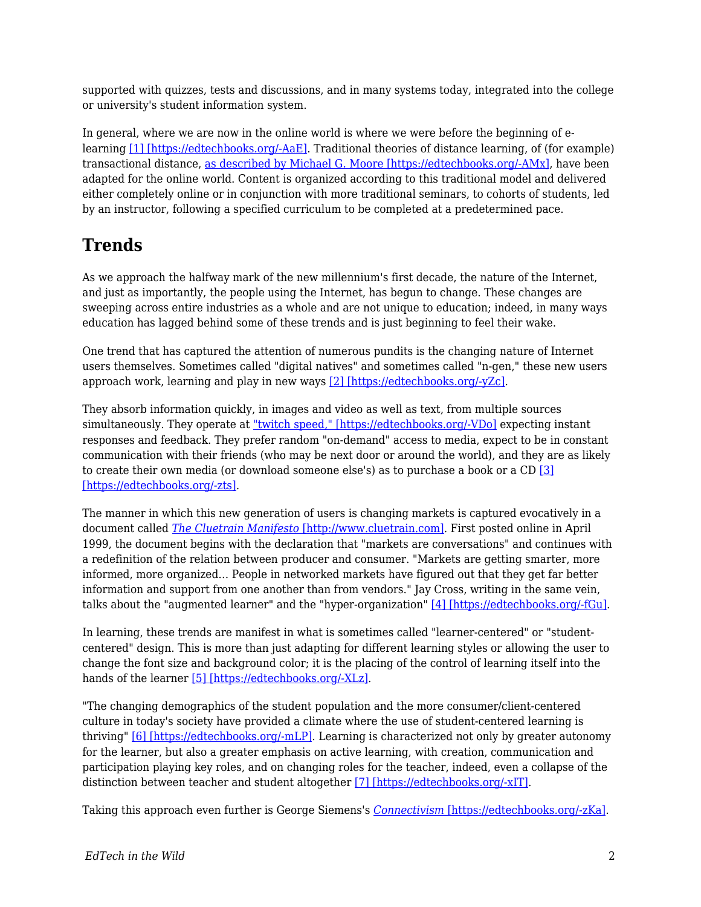supported with quizzes, tests and discussions, and in many systems today, integrated into the college or university's student information system.

In general, where we are now in the online world is where we were before the beginning of e-learning [1] [https://edtechbooks.org/-AaE]. Traditional theories of distance learning, of (for example) transactional distance, as described by Michael G. Moore [https://edtechbooks.org/-AMx], have been adapted for the online world. Content is organized according to this traditional model and delivered either completely online or in conjunction with more traditional seminars, to cohorts of students, led by an instructor, following a specified curriculum to be completed at a predetermined pace.

## Trends

As we approach the halfway mark of the new millennium's first decade, the nature of the Internet, and just as importantly, the people using the Internet, has begun to change. These changes are sweeping across entire industries as a whole and are not unique to education; indeed, in many ways education has lagged behind some of these trends and is just beginning to feel their wake.

One trend that has captured the attention of numerous pundits is the changing nature of Internet users themselves. Sometimes called "digital natives" and sometimes called "n-gen," these new users approach work, learning and play in new ways [2] [https://edtechbooks.org/-yZc].

They absorb information quickly, in images and video as well as text, from multiple sources simultaneously. They operate at "twitch speed," [https://edtechbooks.org/-VDo] expecting instant responses and feedback. They prefer random "on-demand" access to media, expect to be in constant communication with their friends (who may be next door or around the world), and they are as likely to create their own media (or download someone else's) as to purchase a book or a CD [3] [https://edtechbooks.org/-zts].

The manner in which this new generation of users is changing markets is captured evocatively in a document called *The Cluetrain Manifesto* [http://www.cluetrain.com]. First posted online in April 1999, the document begins with the declaration that "markets are conversations" and continues with a redefinition of the relation between producer and consumer. "Markets are getting smarter, more informed, more organized... People in networked markets have figured out that they get far better information and support from one another than from vendors." Jay Cross, writing in the same vein, talks about the "augmented learner" and the "hyper-organization" [4] [https://edtechbooks.org/-fGu].

In learning, these trends are manifest in what is sometimes called "learner-centered" or "student-centered" design. This is more than just adapting for different learning styles or allowing the user to change the font size and background color; it is the placing of the control of learning itself into the hands of the learner [5] [https://edtechbooks.org/-XLz].

"The changing demographics of the student population and the more consumer/client-centered culture in today's society have provided a climate where the use of student-centered learning is thriving" [6] [https://edtechbooks.org/-mLP]. Learning is characterized not only by greater autonomy for the learner, but also a greater emphasis on active learning, with creation, communication and participation playing key roles, and on changing roles for the teacher, indeed, even a collapse of the distinction between teacher and student altogether [7] [https://edtechbooks.org/-xIT].

Taking this approach even further is George Siemens's *Connectivism* [https://edtechbooks.org/-zKa].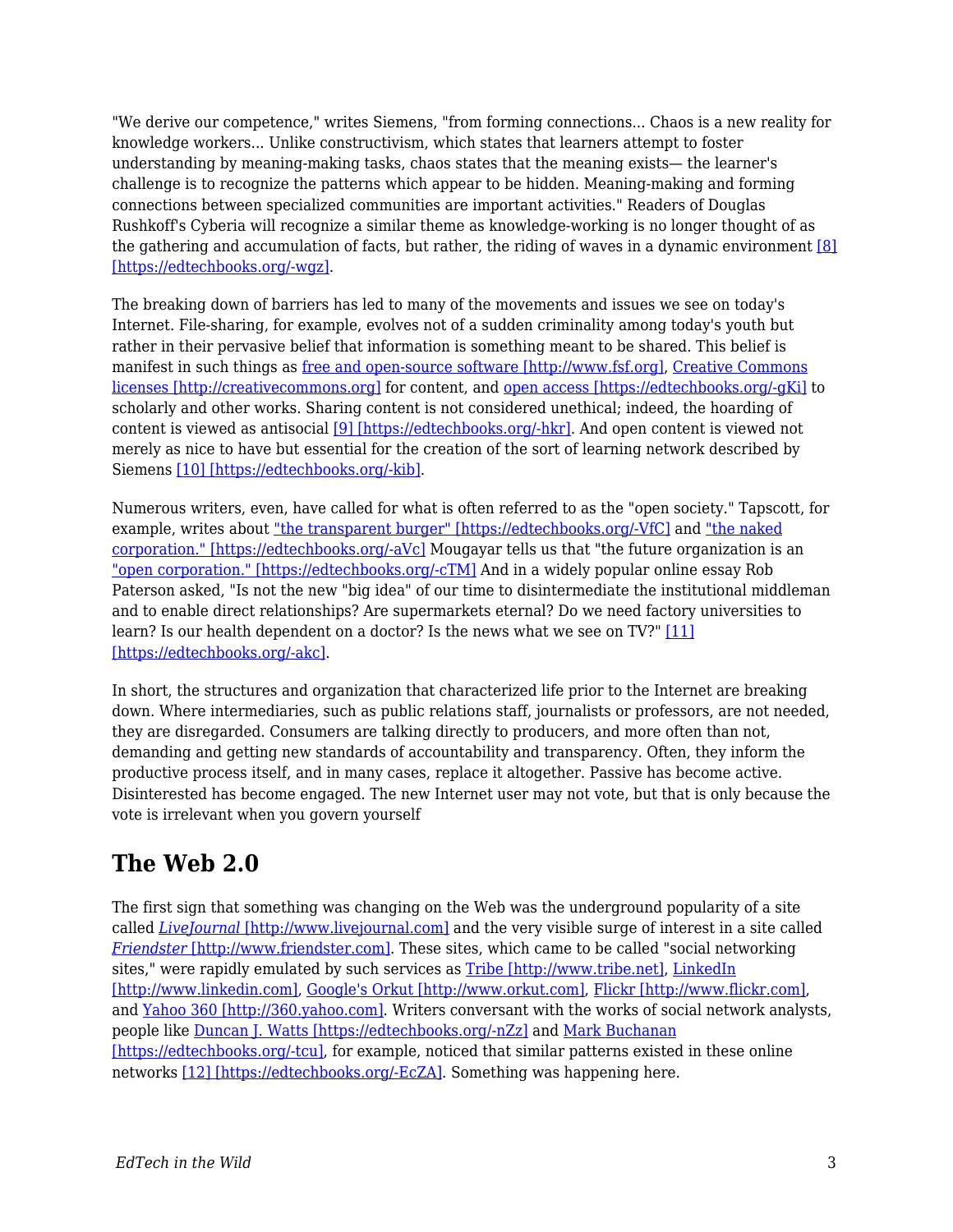"We derive our competence," writes Siemens, "from forming connections... Chaos is a new reality for knowledge workers... Unlike constructivism, which states that learners attempt to foster understanding by meaning-making tasks, chaos states that the meaning exists— the learner's challenge is to recognize the patterns which appear to be hidden. Meaning-making and forming connections between specialized communities are important activities." Readers of Douglas Rushkoff's Cyberia will recognize a similar theme as knowledge-working is no longer thought of as the gathering and accumulation of facts, but rather, the riding of waves in a dynamic environment [8] [https://edtechbooks.org/-wgz].

The breaking down of barriers has led to many of the movements and issues we see on today's Internet. File-sharing, for example, evolves not of a sudden criminality among today's youth but rather in their pervasive belief that information is something meant to be shared. This belief is manifest in such things as free and open-source software [http://www.fsf.org], Creative Commons licenses [http://creativecommons.org] for content, and open access [https://edtechbooks.org/-gKi] to scholarly and other works. Sharing content is not considered unethical; indeed, the hoarding of content is viewed as antisocial [9] [https://edtechbooks.org/-hkr]. And open content is viewed not merely as nice to have but essential for the creation of the sort of learning network described by Siemens [10] [https://edtechbooks.org/-kib].

Numerous writers, even, have called for what is often referred to as the "open society." Tapscott, for example, writes about "the transparent burger" [https://edtechbooks.org/-VfC] and "the naked corporation." [https://edtechbooks.org/-aVc] Mougayar tells us that "the future organization is an "open corporation." [https://edtechbooks.org/-cTM] And in a widely popular online essay Rob Paterson asked, "Is not the new "big idea" of our time to disintermediate the institutional middleman and to enable direct relationships? Are supermarkets eternal? Do we need factory universities to learn? Is our health dependent on a doctor? Is the news what we see on TV?" [11] [https://edtechbooks.org/-akc].

In short, the structures and organization that characterized life prior to the Internet are breaking down. Where intermediaries, such as public relations staff, journalists or professors, are not needed, they are disregarded. Consumers are talking directly to producers, and more often than not, demanding and getting new standards of accountability and transparency. Often, they inform the productive process itself, and in many cases, replace it altogether. Passive has become active. Disinterested has become engaged. The new Internet user may not vote, but that is only because the vote is irrelevant when you govern yourself

## The Web 2.0

The first sign that something was changing on the Web was the underground popularity of a site called *LiveJournal* [http://www.livejournal.com] and the very visible surge of interest in a site called *Friendster* [http://www.friendster.com]. These sites, which came to be called "social networking sites," were rapidly emulated by such services as Tribe [http://www.tribe.net], LinkedIn [http://www.linkedin.com], Google's Orkut [http://www.orkut.com], Flickr [http://www.flickr.com], and Yahoo 360 [http://360.yahoo.com]. Writers conversant with the works of social network analysts, people like Duncan J. Watts [https://edtechbooks.org/-nZz] and Mark Buchanan [https://edtechbooks.org/-tcu], for example, noticed that similar patterns existed in these online networks [12] [https://edtechbooks.org/-EcZA]. Something was happening here.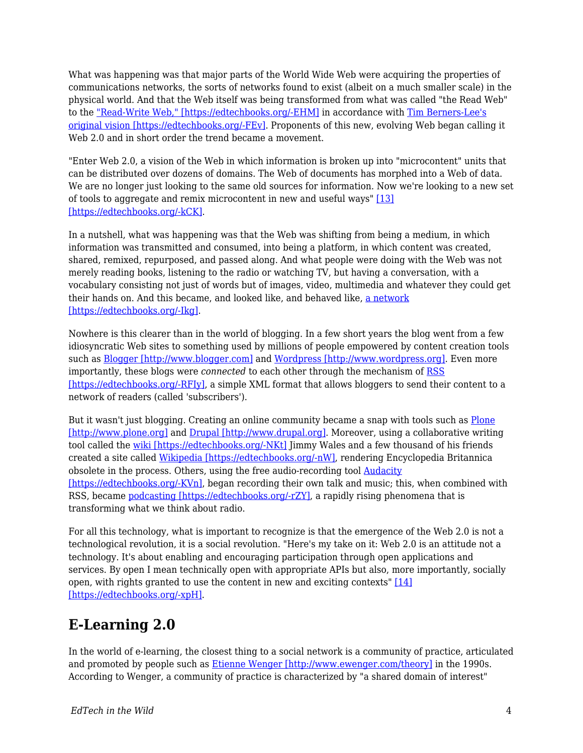What was happening was that major parts of the World Wide Web were acquiring the properties of communications networks, the sorts of networks found to exist (albeit on a much smaller scale) in the physical world. And that the Web itself was being transformed from what was called "the Read Web" to the "Read-Write Web," [https://edtechbooks.org/-EHM] in accordance with Tim Berners-Lee's original vision [https://edtechbooks.org/-FEv]. Proponents of this new, evolving Web began calling it Web 2.0 and in short order the trend became a movement.

"Enter Web 2.0, a vision of the Web in which information is broken up into "microcontent" units that can be distributed over dozens of domains. The Web of documents has morphed into a Web of data. We are no longer just looking to the same old sources for information. Now we're looking to a new set of tools to aggregate and remix microcontent in new and useful ways" [13] [https://edtechbooks.org/-kCK].

In a nutshell, what was happening was that the Web was shifting from being a medium, in which information was transmitted and consumed, into being a platform, in which content was created, shared, remixed, repurposed, and passed along. And what people were doing with the Web was not merely reading books, listening to the radio or watching TV, but having a conversation, with a vocabulary consisting not just of words but of images, video, multimedia and whatever they could get their hands on. And this became, and looked like, and behaved like, a network [https://edtechbooks.org/-Ikg].

Nowhere is this clearer than in the world of blogging. In a few short years the blog went from a few idiosyncratic Web sites to something used by millions of people empowered by content creation tools such as Blogger [http://www.blogger.com] and Wordpress [http://www.wordpress.org]. Even more importantly, these blogs were *connected* to each other through the mechanism of RSS [https://edtechbooks.org/-RFIy], a simple XML format that allows bloggers to send their content to a network of readers (called 'subscribers').

But it wasn't just blogging. Creating an online community became a snap with tools such as Plone [http://www.plone.org] and Drupal [http://www.drupal.org]. Moreover, using a collaborative writing tool called the wiki [https://edtechbooks.org/-NKt] Jimmy Wales and a few thousand of his friends created a site called Wikipedia [https://edtechbooks.org/-nW], rendering Encyclopedia Britannica obsolete in the process. Others, using the free audio-recording tool Audacity [https://edtechbooks.org/-KVn], began recording their own talk and music; this, when combined with RSS, became podcasting [https://edtechbooks.org/-rZY], a rapidly rising phenomena that is transforming what we think about radio.

For all this technology, what is important to recognize is that the emergence of the Web 2.0 is not a technological revolution, it is a social revolution. "Here's my take on it: Web 2.0 is an attitude not a technology. It's about enabling and encouraging participation through open applications and services. By open I mean technically open with appropriate APIs but also, more importantly, socially open, with rights granted to use the content in new and exciting contexts" [14] [https://edtechbooks.org/-xpH].

## E-Learning 2.0

In the world of e-learning, the closest thing to a social network is a community of practice, articulated and promoted by people such as Etienne Wenger [http://www.ewenger.com/theory] in the 1990s. According to Wenger, a community of practice is characterized by "a shared domain of interest"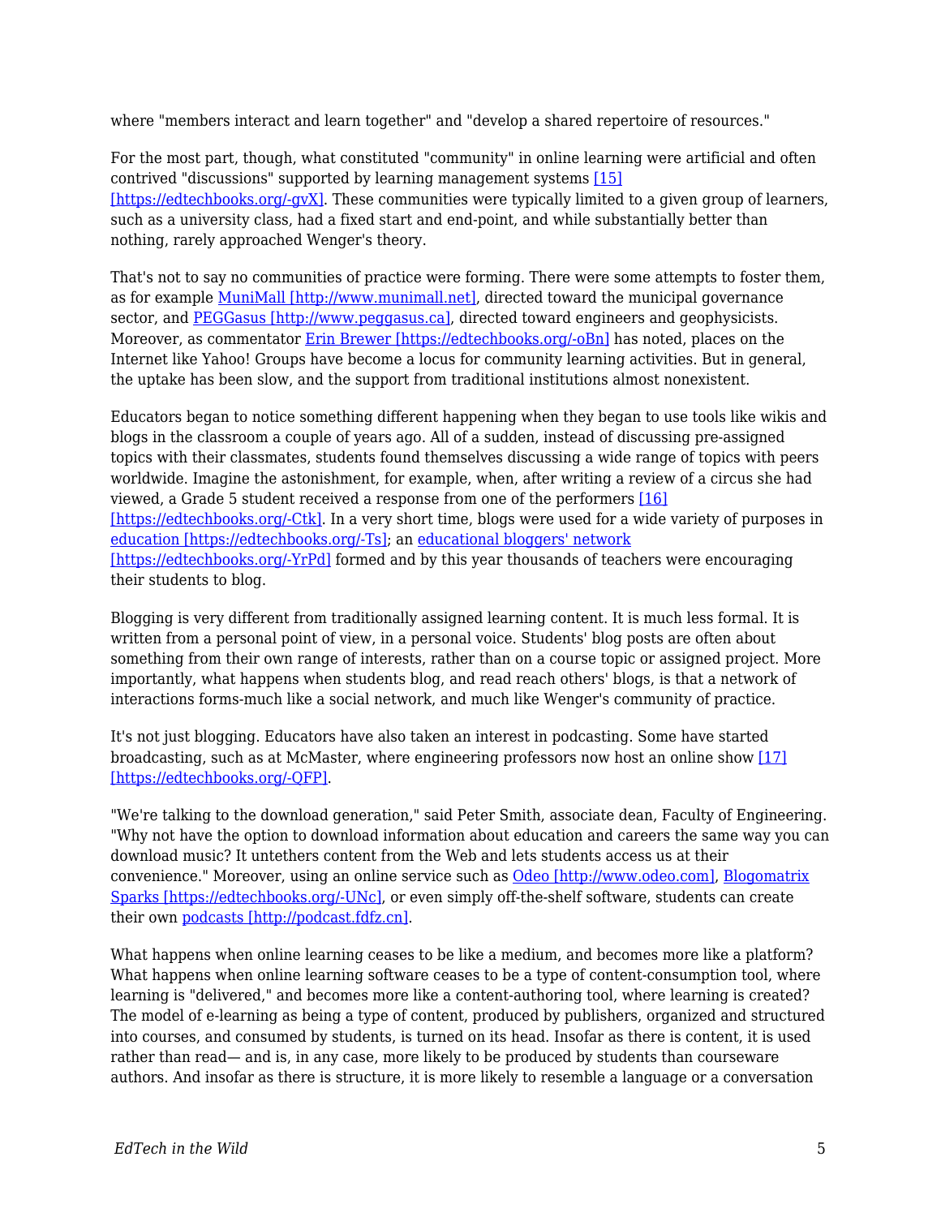where "members interact and learn together" and "develop a shared repertoire of resources."

For the most part, though, what constituted "community" in online learning were artificial and often contrived "discussions" supported by learning management systems [15] [https://edtechbooks.org/-gvX]. These communities were typically limited to a given group of learners, such as a university class, had a fixed start and end-point, and while substantially better than nothing, rarely approached Wenger's theory.

That's not to say no communities of practice were forming. There were some attempts to foster them, as for example MuniMall [http://www.munimall.net], directed toward the municipal governance sector, and PEGGasus [http://www.peggasus.ca], directed toward engineers and geophysicists. Moreover, as commentator Erin Brewer [https://edtechbooks.org/-oBn] has noted, places on the Internet like Yahoo! Groups have become a locus for community learning activities. But in general, the uptake has been slow, and the support from traditional institutions almost nonexistent.

Educators began to notice something different happening when they began to use tools like wikis and blogs in the classroom a couple of years ago. All of a sudden, instead of discussing pre-assigned topics with their classmates, students found themselves discussing a wide range of topics with peers worldwide. Imagine the astonishment, for example, when, after writing a review of a circus she had viewed, a Grade 5 student received a response from one of the performers [16] [https://edtechbooks.org/-Ctk]. In a very short time, blogs were used for a wide variety of purposes in education [https://edtechbooks.org/-Ts]; an educational bloggers' network [https://edtechbooks.org/-YrPd] formed and by this year thousands of teachers were encouraging their students to blog.

Blogging is very different from traditionally assigned learning content. It is much less formal. It is written from a personal point of view, in a personal voice. Students' blog posts are often about something from their own range of interests, rather than on a course topic or assigned project. More importantly, what happens when students blog, and read reach others' blogs, is that a network of interactions forms-much like a social network, and much like Wenger's community of practice.

It's not just blogging. Educators have also taken an interest in podcasting. Some have started broadcasting, such as at McMaster, where engineering professors now host an online show [17] [https://edtechbooks.org/-QFP].

"We're talking to the download generation," said Peter Smith, associate dean, Faculty of Engineering. "Why not have the option to download information about education and careers the same way you can download music? It untethers content from the Web and lets students access us at their convenience." Moreover, using an online service such as Odeo [http://www.odeo.com], Blogomatrix Sparks [https://edtechbooks.org/-UNc], or even simply off-the-shelf software, students can create their own podcasts [http://podcast.fdfz.cn].

What happens when online learning ceases to be like a medium, and becomes more like a platform? What happens when online learning software ceases to be a type of content-consumption tool, where learning is "delivered," and becomes more like a content-authoring tool, where learning is created? The model of e-learning as being a type of content, produced by publishers, organized and structured into courses, and consumed by students, is turned on its head. Insofar as there is content, it is used rather than read— and is, in any case, more likely to be produced by students than courseware authors. And insofar as there is structure, it is more likely to resemble a language or a conversation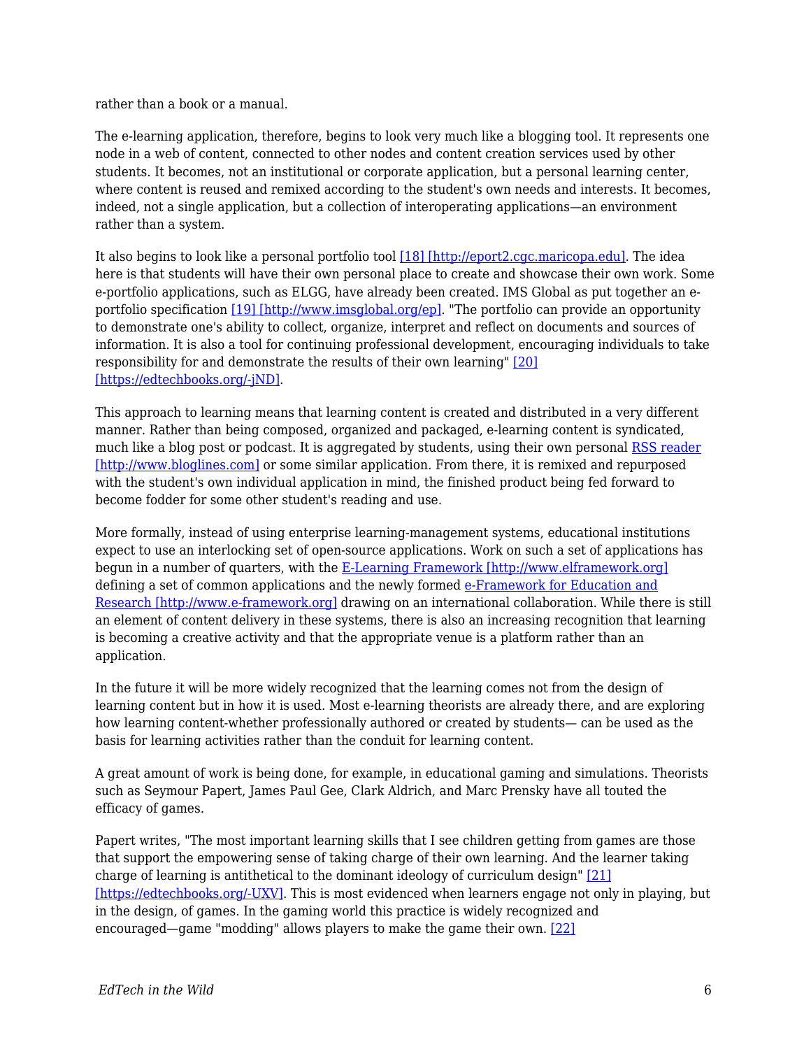rather than a book or a manual.

The e-learning application, therefore, begins to look very much like a blogging tool. It represents one node in a web of content, connected to other nodes and content creation services used by other students. It becomes, not an institutional or corporate application, but a personal learning center, where content is reused and remixed according to the student's own needs and interests. It becomes, indeed, not a single application, but a collection of interoperating applications—an environment rather than a system.

It also begins to look like a personal portfolio tool [18] [http://eport2.cgc.maricopa.edu]. The idea here is that students will have their own personal place to create and showcase their own work. Some e-portfolio applications, such as ELGG, have already been created. IMS Global as put together an e-portfolio specification [19] [http://www.imsglobal.org/ep]. "The portfolio can provide an opportunity to demonstrate one's ability to collect, organize, interpret and reflect on documents and sources of information. It is also a tool for continuing professional development, encouraging individuals to take responsibility for and demonstrate the results of their own learning" [20] [https://edtechbooks.org/-jND].

This approach to learning means that learning content is created and distributed in a very different manner. Rather than being composed, organized and packaged, e-learning content is syndicated, much like a blog post or podcast. It is aggregated by students, using their own personal RSS reader [http://www.bloglines.com] or some similar application. From there, it is remixed and repurposed with the student's own individual application in mind, the finished product being fed forward to become fodder for some other student's reading and use.

More formally, instead of using enterprise learning-management systems, educational institutions expect to use an interlocking set of open-source applications. Work on such a set of applications has begun in a number of quarters, with the E-Learning Framework [http://www.elframework.org] defining a set of common applications and the newly formed e-Framework for Education and Research [http://www.e-framework.org] drawing on an international collaboration. While there is still an element of content delivery in these systems, there is also an increasing recognition that learning is becoming a creative activity and that the appropriate venue is a platform rather than an application.

In the future it will be more widely recognized that the learning comes not from the design of learning content but in how it is used. Most e-learning theorists are already there, and are exploring how learning content-whether professionally authored or created by students— can be used as the basis for learning activities rather than the conduit for learning content.

A great amount of work is being done, for example, in educational gaming and simulations. Theorists such as Seymour Papert, James Paul Gee, Clark Aldrich, and Marc Prensky have all touted the efficacy of games.

Papert writes, "The most important learning skills that I see children getting from games are those that support the empowering sense of taking charge of their own learning. And the learner taking charge of learning is antithetical to the dominant ideology of curriculum design" [21] [https://edtechbooks.org/-UXV]. This is most evidenced when learners engage not only in playing, but in the design, of games. In the gaming world this practice is widely recognized and encouraged—game "modding" allows players to make the game their own. [22]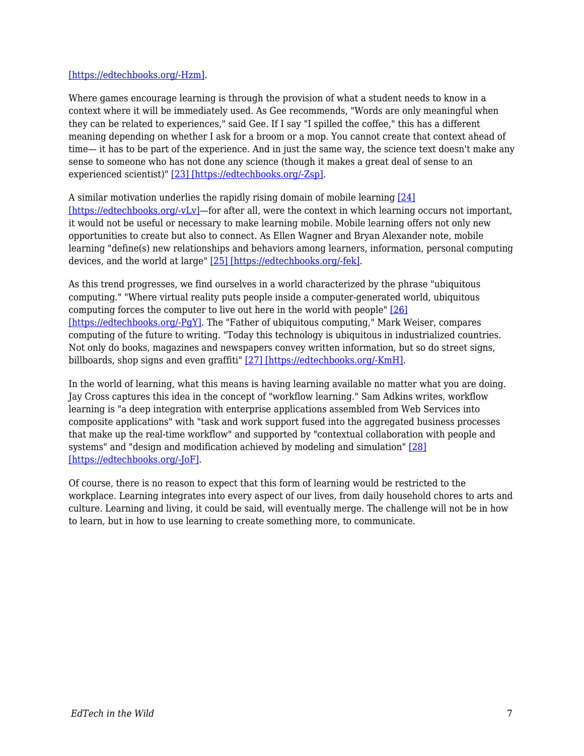[https://edtechbooks.org/-Hzm].

Where games encourage learning is through the provision of what a student needs to know in a context where it will be immediately used. As Gee recommends, "Words are only meaningful when they can be related to experiences," said Gee. If I say "I spilled the coffee," this has a different meaning depending on whether I ask for a broom or a mop. You cannot create that context ahead of time— it has to be part of the experience. And in just the same way, the science text doesn't make any sense to someone who has not done any science (though it makes a great deal of sense to an experienced scientist)" [23] [https://edtechbooks.org/-Zsp].

A similar motivation underlies the rapidly rising domain of mobile learning [24] [https://edtechbooks.org/-vLv]—for after all, were the context in which learning occurs not important, it would not be useful or necessary to make learning mobile. Mobile learning offers not only new opportunities to create but also to connect. As Ellen Wagner and Bryan Alexander note, mobile learning "define(s) new relationships and behaviors among learners, information, personal computing devices, and the world at large" [25] [https://edtechbooks.org/-fek].

As this trend progresses, we find ourselves in a world characterized by the phrase "ubiquitous computing." "Where virtual reality puts people inside a computer-generated world, ubiquitous computing forces the computer to live out here in the world with people" [26] [https://edtechbooks.org/-PgY]. The "Father of ubiquitous computing," Mark Weiser, compares computing of the future to writing. "Today this technology is ubiquitous in industrialized countries. Not only do books, magazines and newspapers convey written information, but so do street signs, billboards, shop signs and even graffiti" [27] [https://edtechbooks.org/-KmH].

In the world of learning, what this means is having learning available no matter what you are doing. Jay Cross captures this idea in the concept of "workflow learning." Sam Adkins writes, workflow learning is "a deep integration with enterprise applications assembled from Web Services into composite applications" with "task and work support fused into the aggregated business processes that make up the real-time workflow" and supported by "contextual collaboration with people and systems" and "design and modification achieved by modeling and simulation" [28] [https://edtechbooks.org/-JoF].

Of course, there is no reason to expect that this form of learning would be restricted to the workplace. Learning integrates into every aspect of our lives, from daily household chores to arts and culture. Learning and living, it could be said, will eventually merge. The challenge will not be in how to learn, but in how to use learning to create something more, to communicate.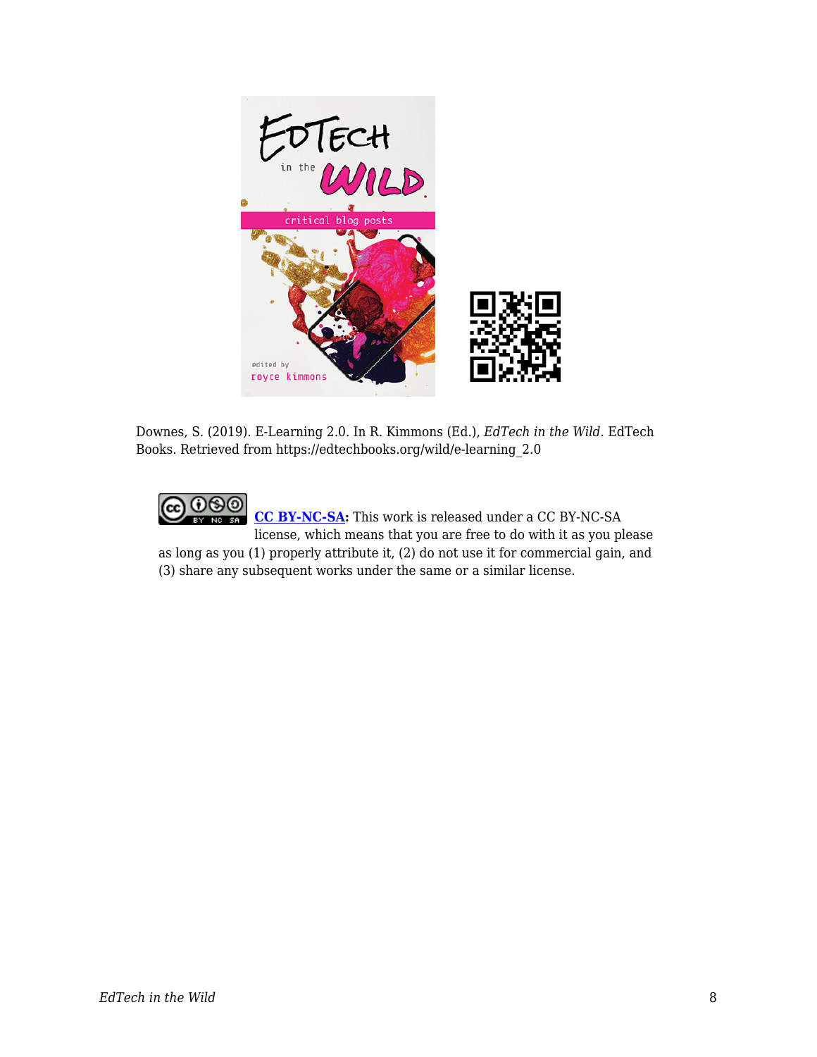Downes, S. (2019). E-Learning 2.0. In R. Kimmons (Ed.), *EdTech in the Wild*. EdTech Books. Retrieved from https://edtechbooks.org/wild/e-learning_2.0

**[CC BY-NC-SA](https://creativecommons.org/licenses/by-nc-sa/4.0/):** This work is released under a CC BY-NC-SA license, which means that you are free to do with it as you please as long as you (1) properly attribute it, (2) do not use it for commercial gain, and (3) share any subsequent works under the same or a similar license.